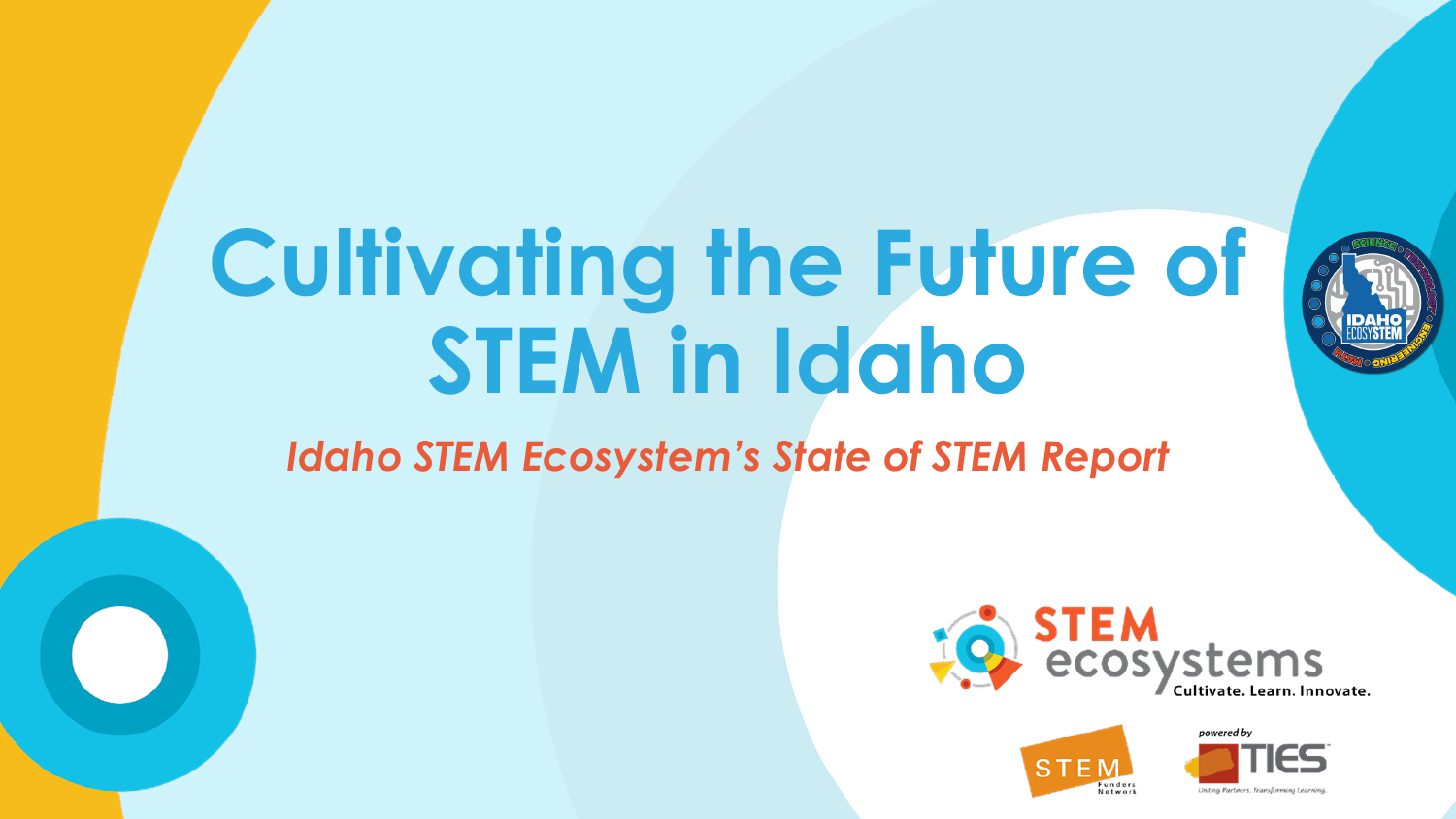# Cultivating the Future of STEM in Idaho

*Idaho STEM Ecosystem's State of STEM Report*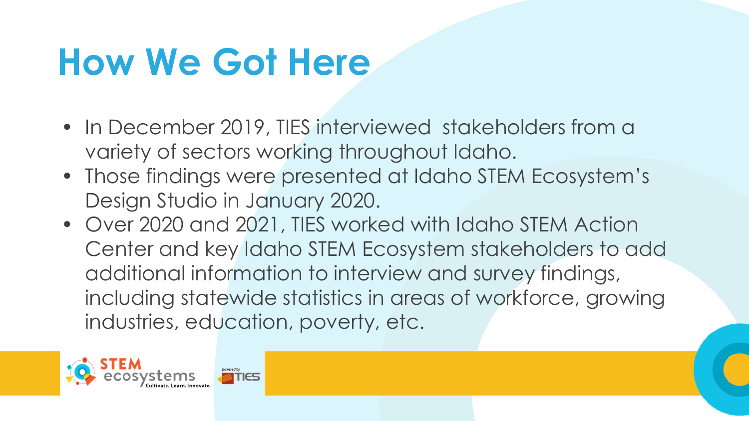# How We Got Here

- In December 2019, TIES interviewed stakeholders from a variety of sectors working throughout Idaho.
- Those findings were presented at Idaho STEM Ecosystem's Design Studio in January 2020.
- Over 2020 and 2021, TIES worked with Idaho STEM Action Center and key Idaho STEM Ecosystem stakeholders to add additional information to interview and survey findings, including statewide statistics in areas of workforce, growing industries, education, poverty, etc.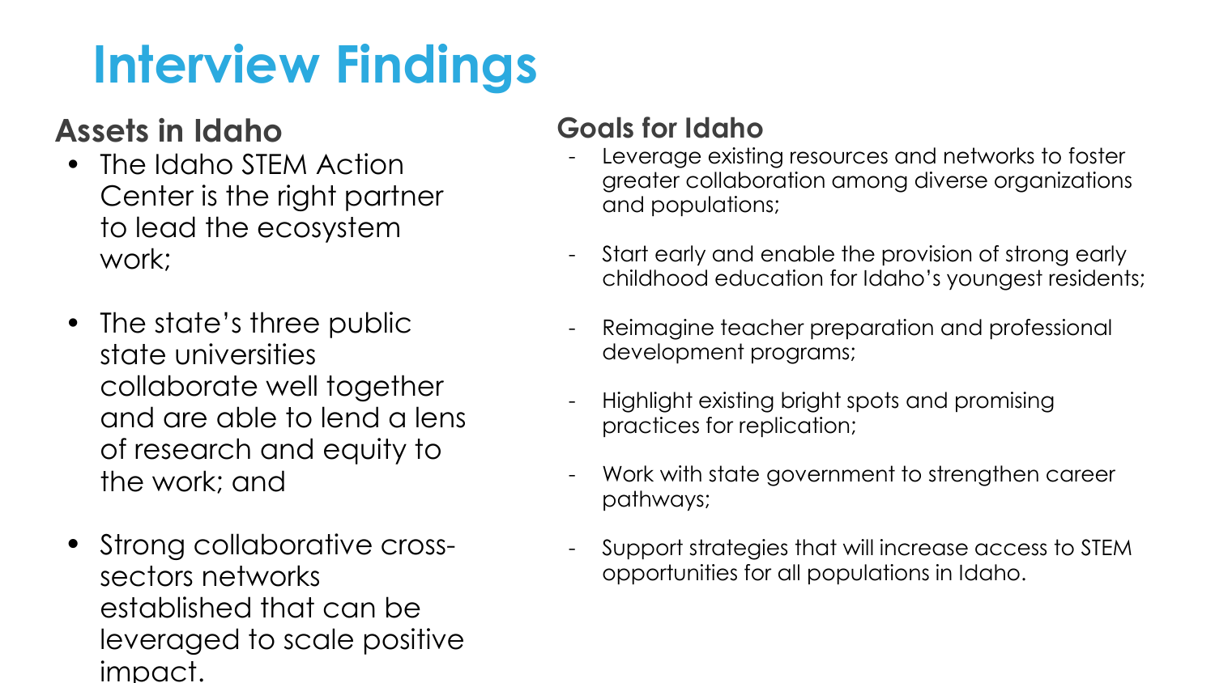# Interview Findings

## Assets in Idaho

- The Idaho STEM Action Center is the right partner to lead the ecosystem work;
- The state's three public state universities collaborate well together and are able to lend a lens of research and equity to the work; and
- Strong collaborative cross-sectors networks established that can be leveraged to scale positive impact.

## Goals for Idaho

- Leverage existing resources and networks to foster greater collaboration among diverse organizations and populations;
- Start early and enable the provision of strong early childhood education for Idaho's youngest residents;
- Reimagine teacher preparation and professional development programs;
- Highlight existing bright spots and promising practices for replication;
- Work with state government to strengthen career pathways;
- Support strategies that will increase access to STEM opportunities for all populations in Idaho.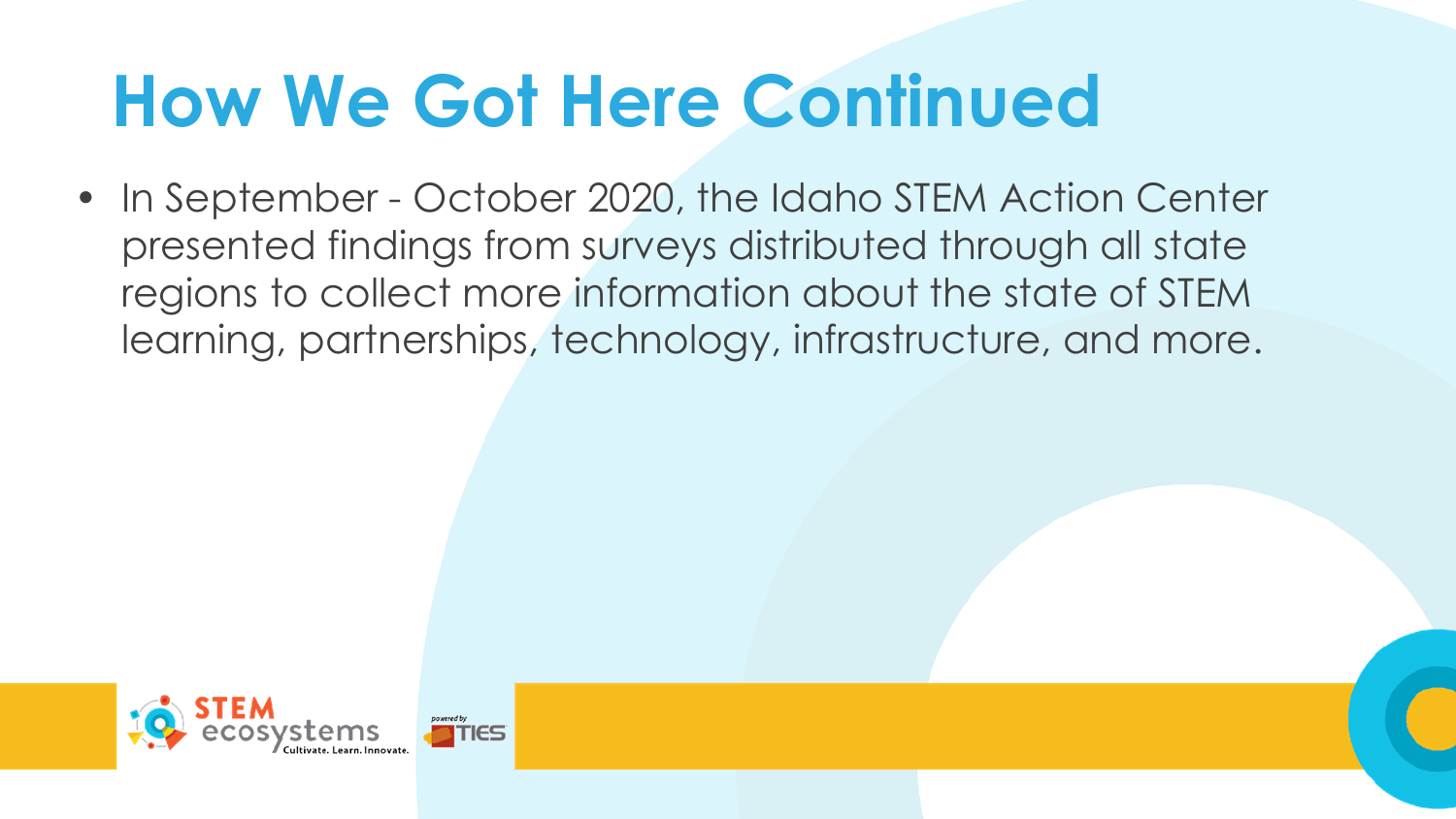# How We Got Here Continued

- In September - October 2020, the Idaho STEM Action Center presented findings from surveys distributed through all state regions to collect more information about the state of STEM learning, partnerships, technology, infrastructure, and more.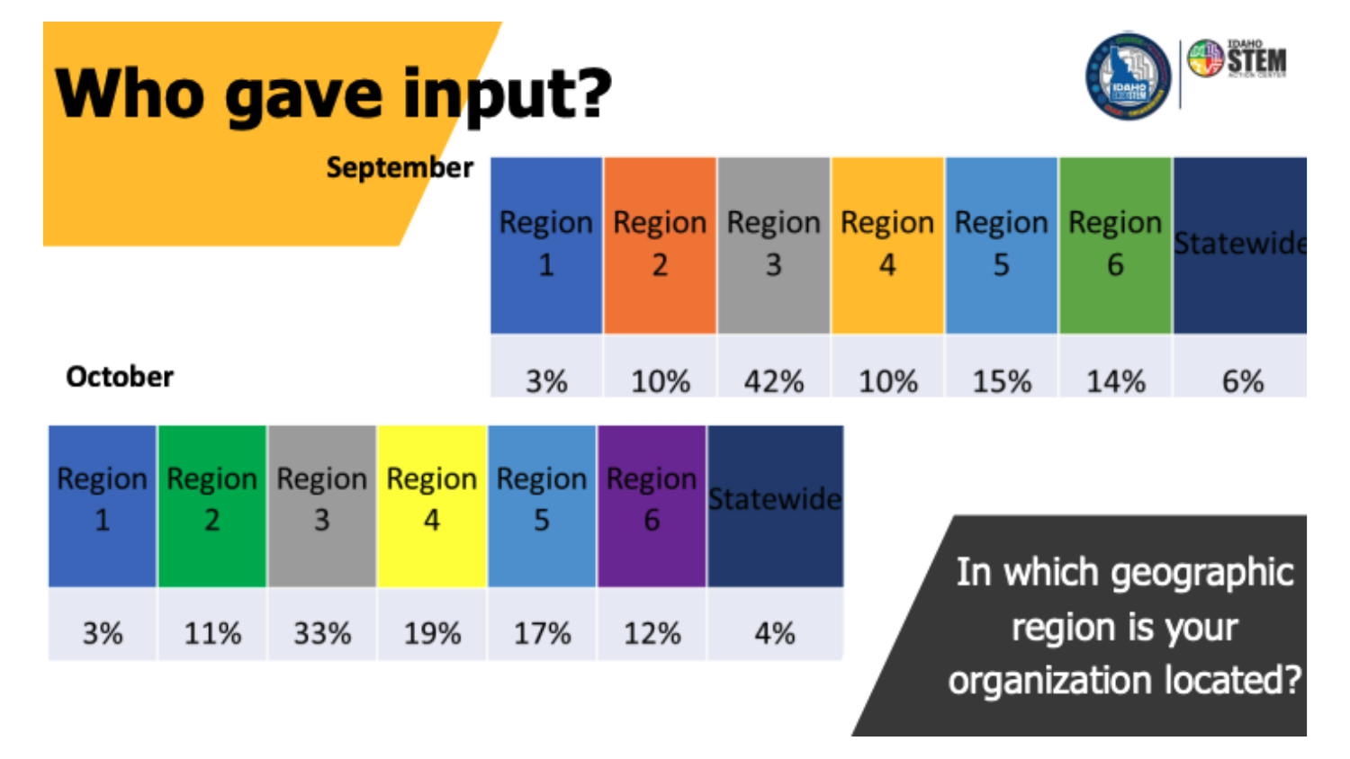# Who gave input?

**September**

| Region 1 | Region 2 | Region 3 | Region 4 | Region 5 | Region 6 | Statewide |
|---|---|---|---|---|---|---|
| 3% | 10% | 42% | 10% | 15% | 14% | 6% |

**October**

| Region 1 | Region 2 | Region 3 | Region 4 | Region 5 | Region 6 | Statewide |
|---|---|---|---|---|---|---|
| 3% | 11% | 33% | 19% | 17% | 12% | 4% |

In which geographic region is your organization located?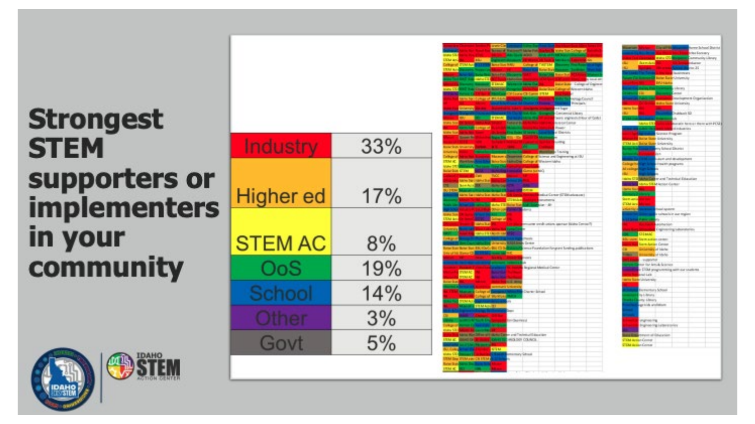# Strongest STEM supporters or implementers in your community

| Category | Percentage |
| --- | --- |
| Industry | 33% |
| Higher ed | 17% |
| STEM AC | 8% |
| OoS | 19% |
| School | 14% |
| Other | 3% |
| Govt | 5% |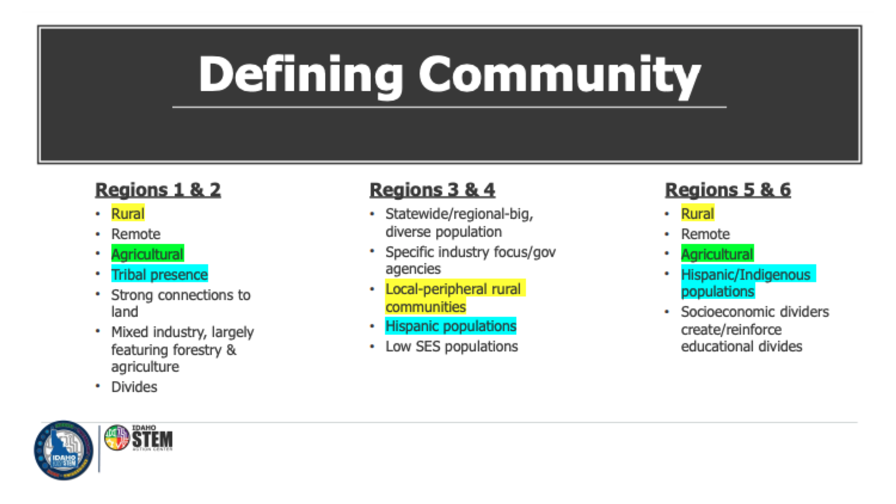# Defining Community

## Regions 1 & 2

- Rural
- Remote
- Agricultural
- Tribal presence
- Strong connections to land
- Mixed industry, largely featuring forestry & agriculture
- Divides

## Regions 3 & 4

- Statewide/regional-big, diverse population
- Specific industry focus/gov agencies
- Local-peripheral rural communities
- Hispanic populations
- Low SES populations

## Regions 5 & 6

- Rural
- Remote
- Agricultural
- Hispanic/Indigenous populations
- Socioeconomic dividers create/reinforce educational divides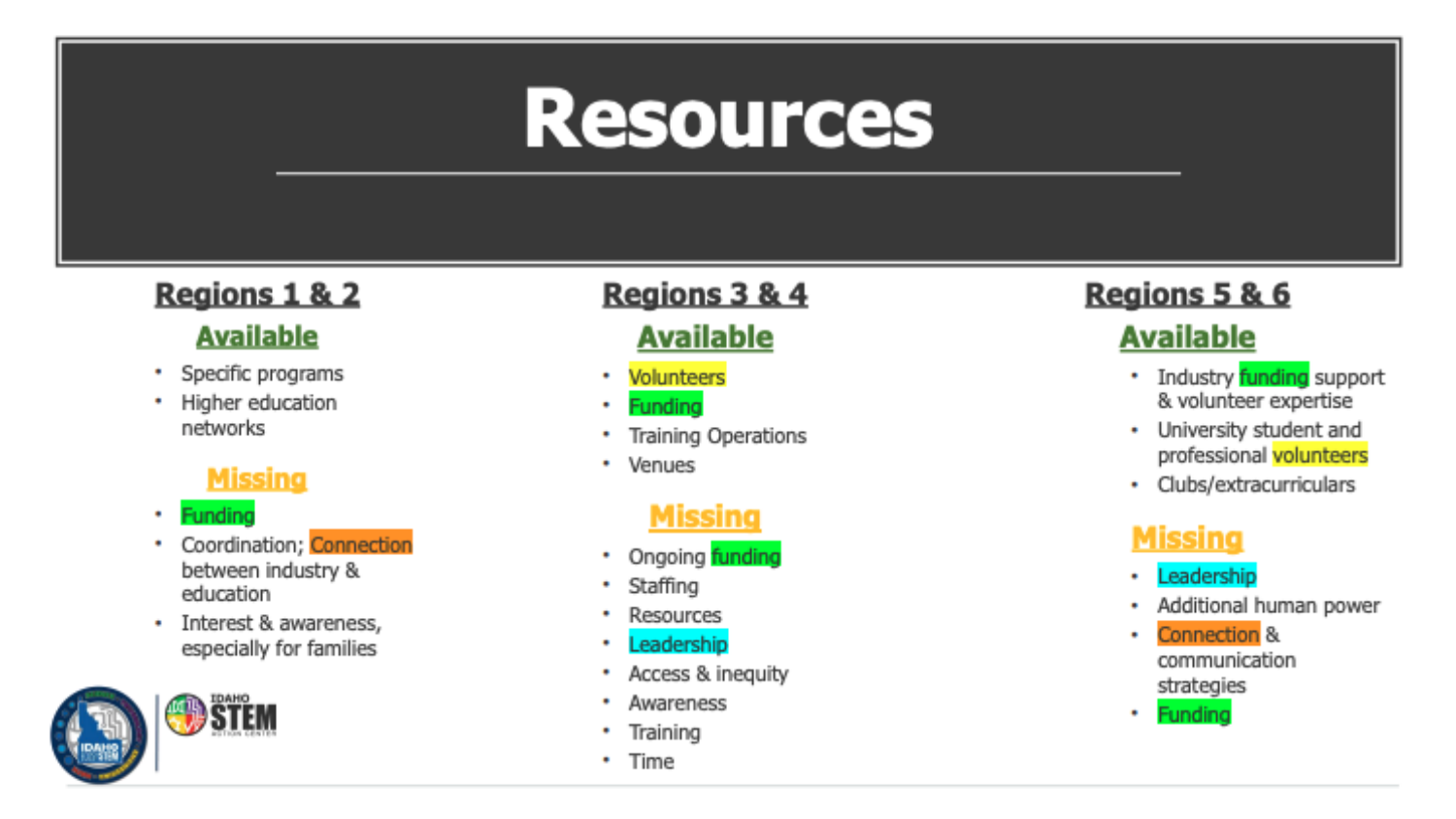# Resources

## Regions 1 & 2

### Available

- Specific programs
- Higher education networks

### Missing

- Funding
- Coordination; Connection between industry & education
- Interest & awareness, especially for families

## Regions 3 & 4

### Available

- Volunteers
- Funding
- Training Operations
- Venues

### Missing

- Ongoing funding
- Staffing
- Resources
- Leadership
- Access & inequity
- Awareness
- Training
- Time

## Regions 5 & 6

### Available

- Industry funding support & volunteer expertise
- University student and professional volunteers
- Clubs/extracurriculars

### Missing

- Leadership
- Additional human power
- Connection & communication strategies
- Funding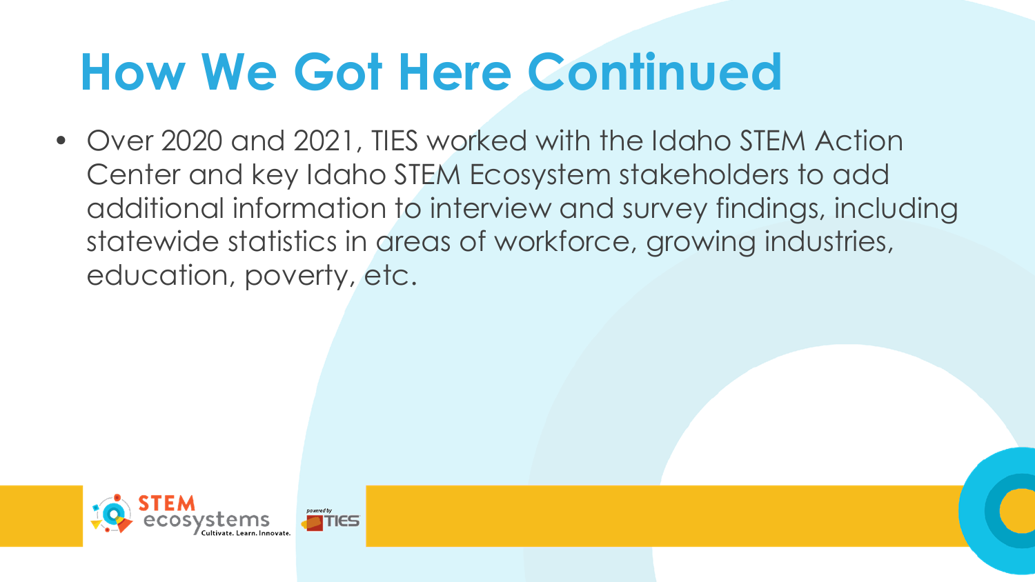# How We Got Here Continued

- Over 2020 and 2021, TIES worked with the Idaho STEM Action Center and key Idaho STEM Ecosystem stakeholders to add additional information to interview and survey findings, including statewide statistics in areas of workforce, growing industries, education, poverty, etc.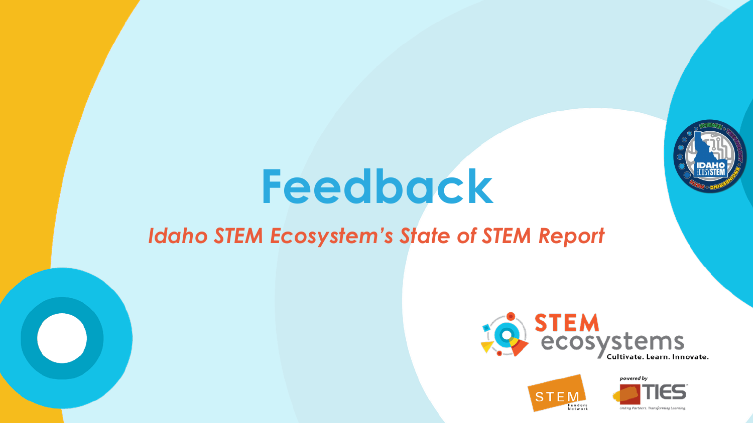# Feedback

*Idaho STEM Ecosystem's State of STEM Report*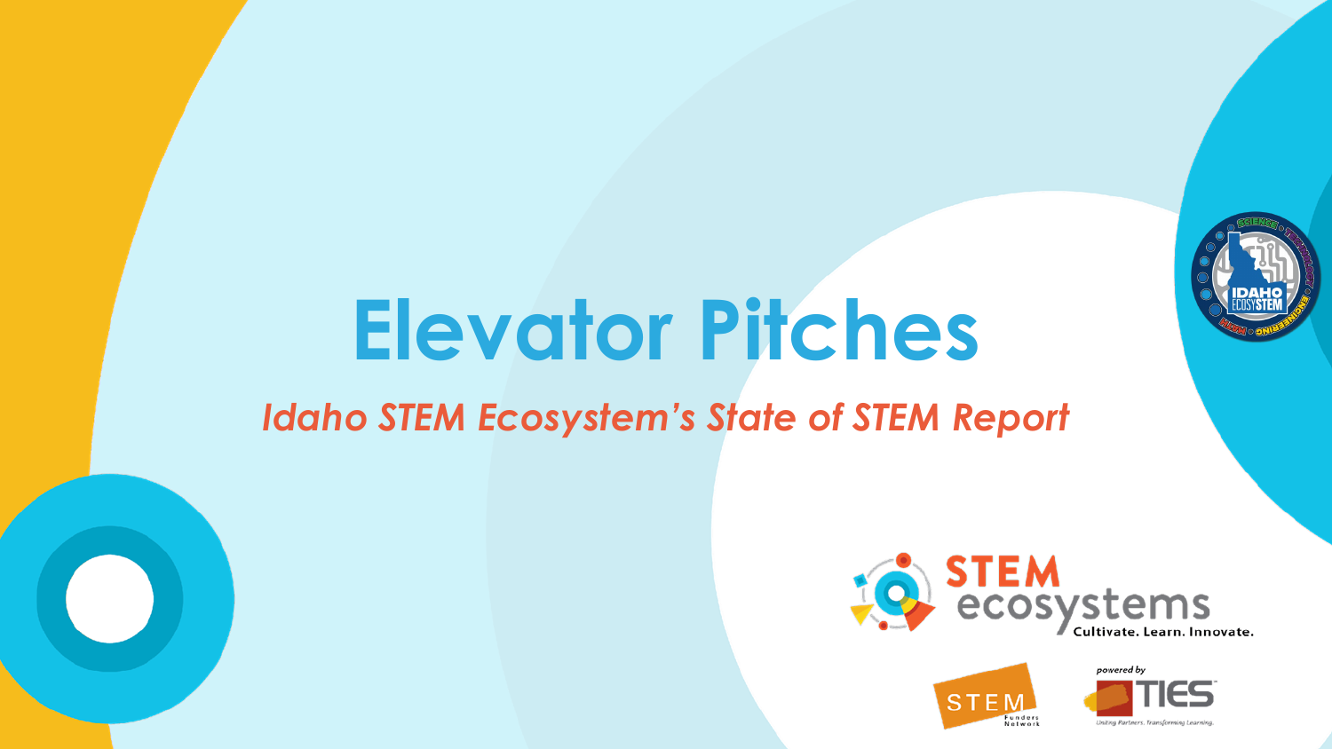# Elevator Pitches

*Idaho STEM Ecosystem's State of STEM Report*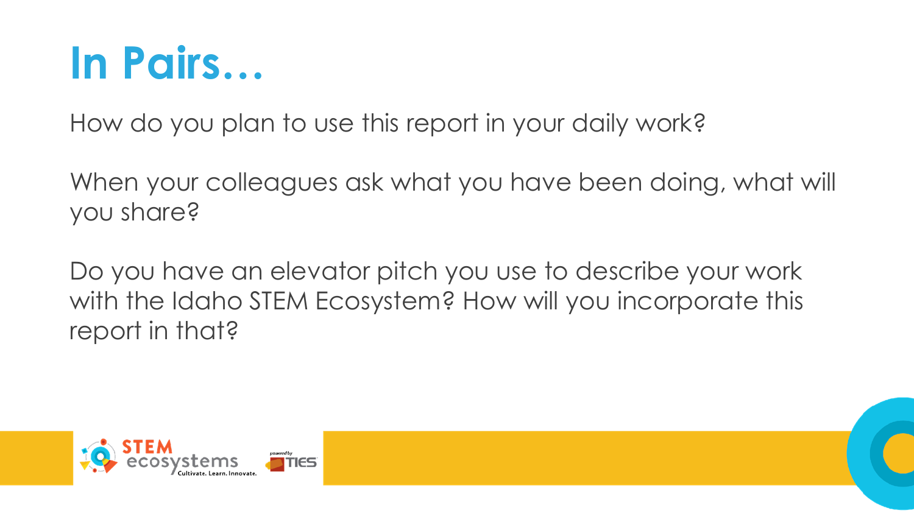# In Pairs…

How do you plan to use this report in your daily work?

When your colleagues ask what you have been doing, what will you share?

Do you have an elevator pitch you use to describe your work with the Idaho STEM Ecosystem? How will you incorporate this report in that?